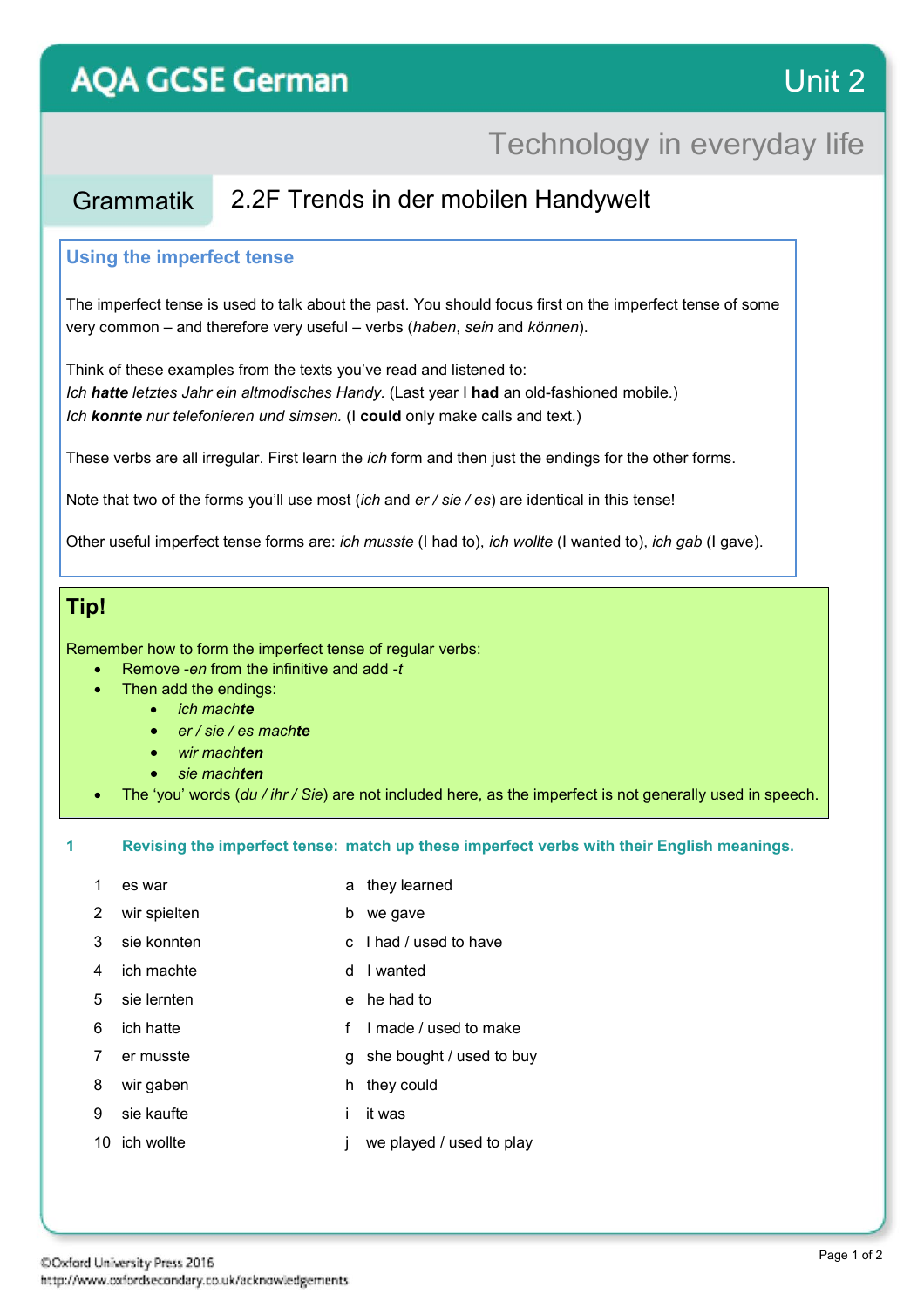# AQA GCSE German — Unit 2

## Technology in everyday life

### Grammatik — 2.2F Trends in der mobilen Handywelt

#### Using the imperfect tense

The imperfect tense is used to talk about the past. You should focus first on the imperfect tense of some very common – and therefore very useful – verbs (*haben*, *sein* and *können*).

Think of these examples from the texts you've read and listened to:
*Ich **hatte** letztes Jahr ein altmodisches Handy.* (Last year I **had** an old-fashioned mobile.)
*Ich **konnte** nur telefonieren und simsen.* (I **could** only make calls and text.)

These verbs are all irregular. First learn the *ich* form and then just the endings for the other forms.

Note that two of the forms you'll use most (*ich* and *er / sie / es*) are identical in this tense!

Other useful imperfect tense forms are: *ich musste* (I had to), *ich wollte* (I wanted to), *ich gab* (I gave).

#### Tip!

Remember how to form the imperfect tense of regular verbs:

- Remove *-en* from the infinitive and add *-t*
- Then add the endings:
  - *ich mach**te***
  - *er / sie / es mach**te***
  - *wir mach**ten***
  - *sie mach**ten***
- The 'you' words (*du / ihr / Sie*) are not included here, as the imperfect is not generally used in speech.

**1 Revising the imperfect tense: match up these imperfect verbs with their English meanings.**

| | | | |
|---|---|---|---|
| 1 | es war | a | they learned |
| 2 | wir spielten | b | we gave |
| 3 | sie konnten | c | I had / used to have |
| 4 | ich machte | d | I wanted |
| 5 | sie lernten | e | he had to |
| 6 | ich hatte | f | I made / used to make |
| 7 | er musste | g | she bought / used to buy |
| 8 | wir gaben | h | they could |
| 9 | sie kaufte | i | it was |
| 10 | ich wollte | j | we played / used to play |

©Oxford University Press 2016
http://www.oxfordsecondary.co.uk/acknowledgements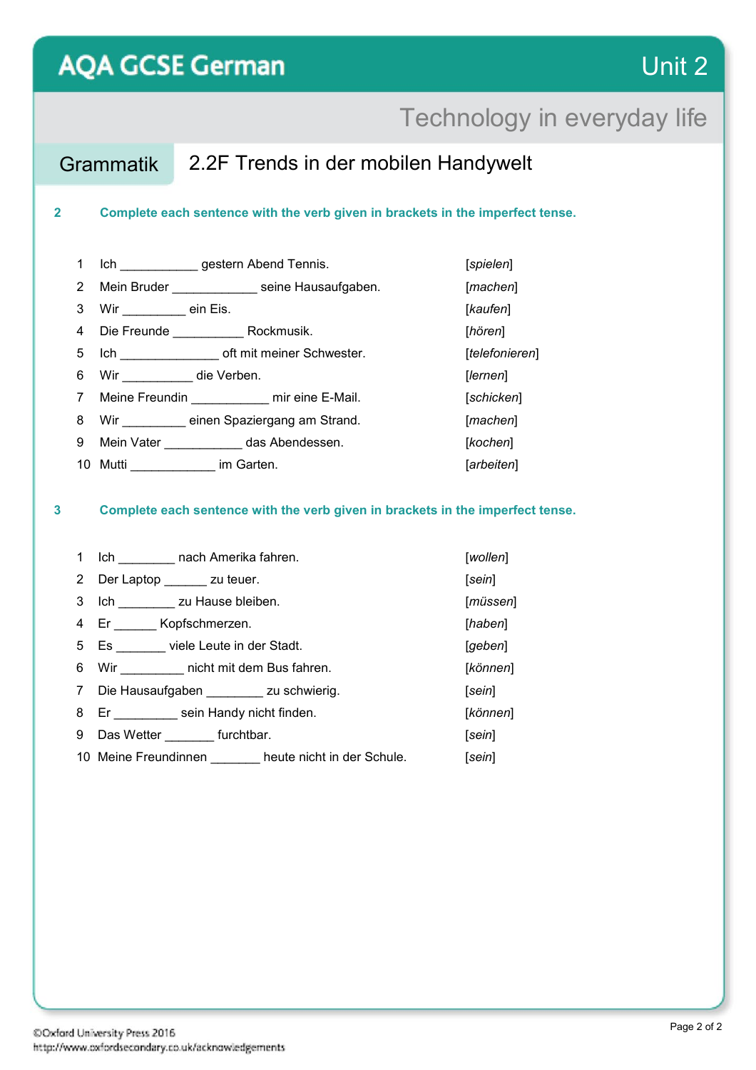AQA GCSE German — Unit 2

Technology in everyday life

## Grammatik 2.2F Trends in der mobilen Handywelt

**2 Complete each sentence with the verb given in brackets in the imperfect tense.**

1. Ich ___________ gestern Abend Tennis. [*spielen*]
2. Mein Bruder ____________ seine Hausaufgaben. [*machen*]
3. Wir _________ ein Eis. [*kaufen*]
4. Die Freunde __________ Rockmusik. [*hören*]
5. Ich ______________ oft mit meiner Schwester. [*telefonieren*]
6. Wir __________ die Verben. [*lernen*]
7. Meine Freundin ___________ mir eine E-Mail. [*schicken*]
8. Wir _________ einen Spaziergang am Strand. [*machen*]
9. Mein Vater ___________ das Abendessen. [*kochen*]
10. Mutti ____________ im Garten. [*arbeiten*]

**3 Complete each sentence with the verb given in brackets in the imperfect tense.**

1. Ich ________ nach Amerika fahren. [*wollen*]
2. Der Laptop ______ zu teuer. [*sein*]
3. Ich ________ zu Hause bleiben. [*müssen*]
4. Er ______ Kopfschmerzen. [*haben*]
5. Es _______ viele Leute in der Stadt. [*geben*]
6. Wir _________ nicht mit dem Bus fahren. [*können*]
7. Die Hausaufgaben ________ zu schwierig. [*sein*]
8. Er __________ sein Handy nicht finden. [*können*]
9. Das Wetter _______ furchtbar. [*sein*]
10. Meine Freundinnen _______ heute nicht in der Schule. [*sein*]

©Oxford University Press 2016
http://www.oxfordsecondary.co.uk/acknowledgements